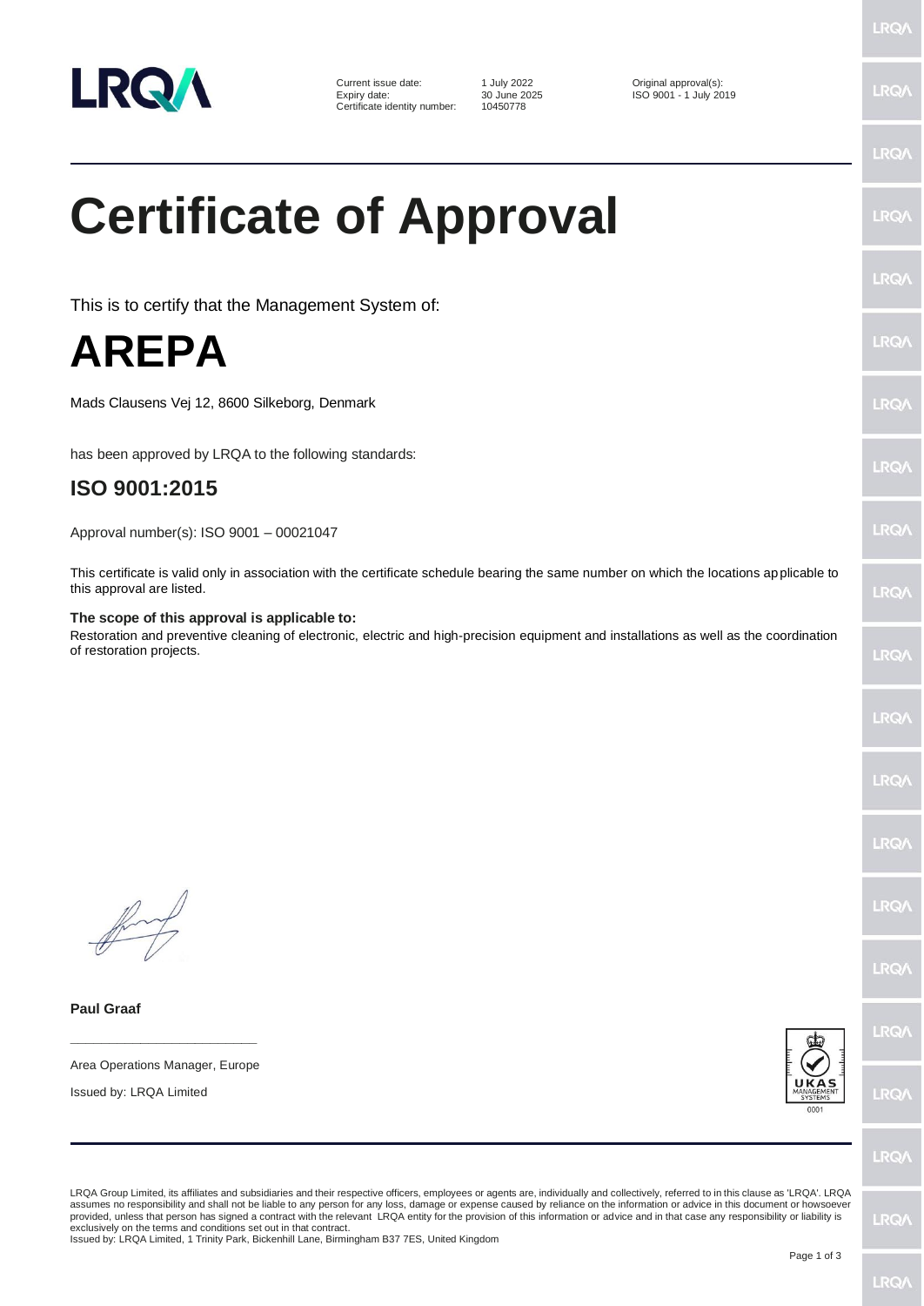| | | |
|---|---|---|
| Current issue date: | 1 July 2022 | Original approval(s): |
| Expiry date: | 30 June 2025 | ISO 9001 - 1 July 2019 |
| Certificate identity number: | 10450778 | |

# Certificate of Approval

This is to certify that the Management System of:

# AREPA

Mads Clausens Vej 12, 8600 Silkeborg, Denmark

has been approved by LRQA to the following standards:

## ISO 9001:2015

Approval number(s): ISO 9001 – 00021047

This certificate is valid only in association with the certificate schedule bearing the same number on which the locations applicable to this approval are listed.

**The scope of this approval is applicable to:**
Restoration and preventive cleaning of electronic, electric and high-precision equipment and installations as well as the coordination of restoration projects.

**Paul Graaf**

Area Operations Manager, Europe

Issued by: LRQA Limited

LRQA Group Limited, its affiliates and subsidiaries and their respective officers, employees or agents are, individually and collectively, referred to in this clause as 'LRQA'. LRQA assumes no responsibility and shall not be liable to any person for any loss, damage or expense caused by reliance on the information or advice in this document or howsoever provided, unless that person has signed a contract with the relevant LRQA entity for the provision of this information or advice and in that case any responsibility or liability is exclusively on the terms and conditions set out in that contract.
Issued by: LRQA Limited, 1 Trinity Park, Bickenhill Lane, Birmingham B37 7ES, United Kingdom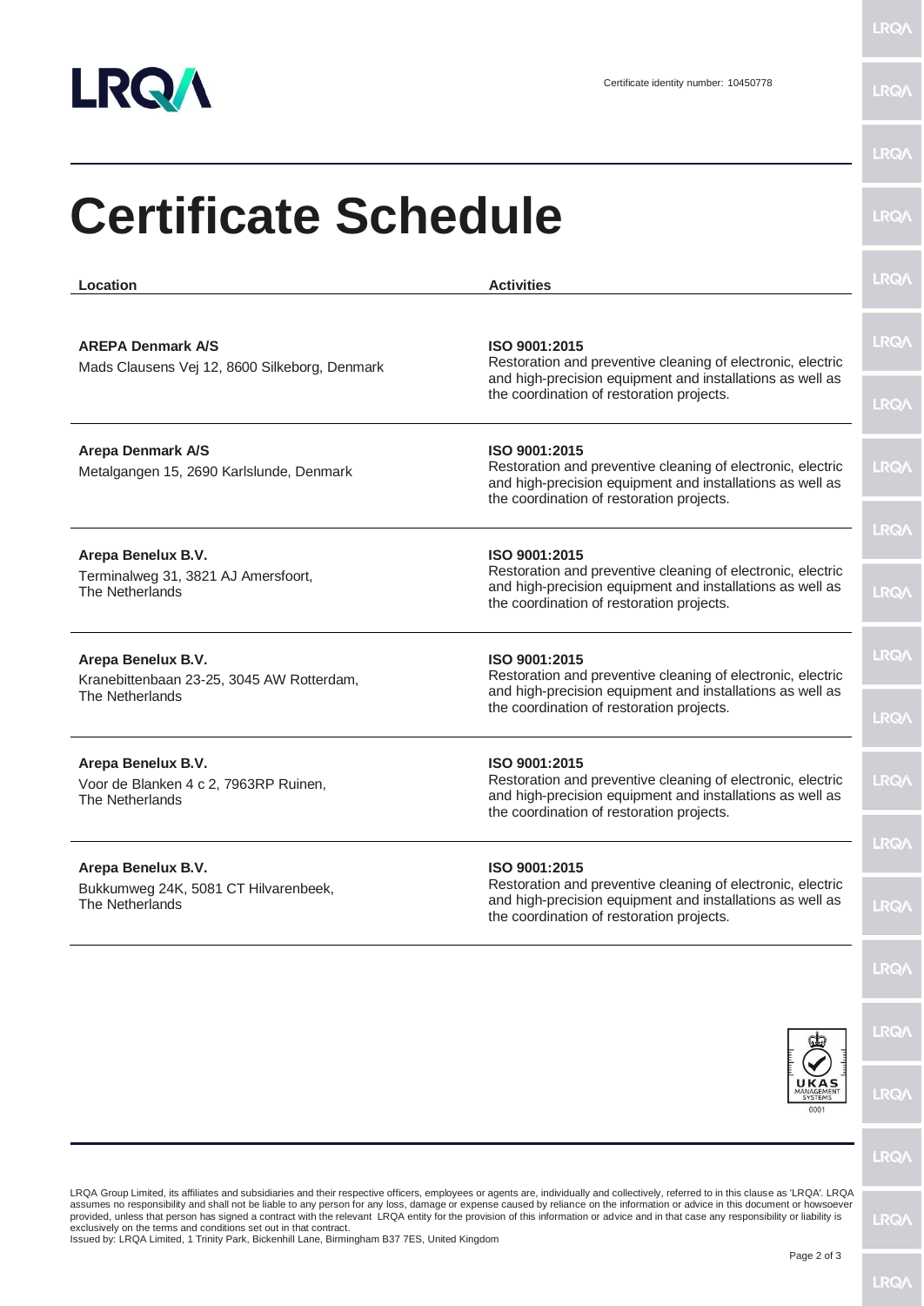Certificate identity number: 10450778

# Certificate Schedule

| Location | Activities |
| --- | --- |
| **AREPA Denmark A/S**<br>Mads Clausens Vej 12, 8600 Silkeborg, Denmark | **ISO 9001:2015**<br>Restoration and preventive cleaning of electronic, electric and high-precision equipment and installations as well as the coordination of restoration projects. |
| **Arepa Denmark A/S**<br>Metalgangen 15, 2690 Karlslunde, Denmark | **ISO 9001:2015**<br>Restoration and preventive cleaning of electronic, electric and high-precision equipment and installations as well as the coordination of restoration projects. |
| **Arepa Benelux B.V.**<br>Terminalweg 31, 3821 AJ Amersfoort, The Netherlands | **ISO 9001:2015**<br>Restoration and preventive cleaning of electronic, electric and high-precision equipment and installations as well as the coordination of restoration projects. |
| **Arepa Benelux B.V.**<br>Kranebittenbaan 23-25, 3045 AW Rotterdam, The Netherlands | **ISO 9001:2015**<br>Restoration and preventive cleaning of electronic, electric and high-precision equipment and installations as well as the coordination of restoration projects. |
| **Arepa Benelux B.V.**<br>Voor de Blanken 4 c 2, 7963RP Ruinen, The Netherlands | **ISO 9001:2015**<br>Restoration and preventive cleaning of electronic, electric and high-precision equipment and installations as well as the coordination of restoration projects. |
| **Arepa Benelux B.V.**<br>Bukkumweg 24K, 5081 CT Hilvarenbeek, The Netherlands | **ISO 9001:2015**<br>Restoration and preventive cleaning of electronic, electric and high-precision equipment and installations as well as the coordination of restoration projects. |

LRQA Group Limited, its affiliates and subsidiaries and their respective officers, employees or agents are, individually and collectively, referred to in this clause as 'LRQA'. LRQA assumes no responsibility and shall not be liable to any person for any loss, damage or expense caused by reliance on the information or advice in this document or howsoever provided, unless that person has signed a contract with the relevant LRQA entity for the provision of this information or advice and in that case any responsibility or liability is exclusively on the terms and conditions set out in that contract.
Issued by: LRQA Limited, 1 Trinity Park, Bickenhill Lane, Birmingham B37 7ES, United Kingdom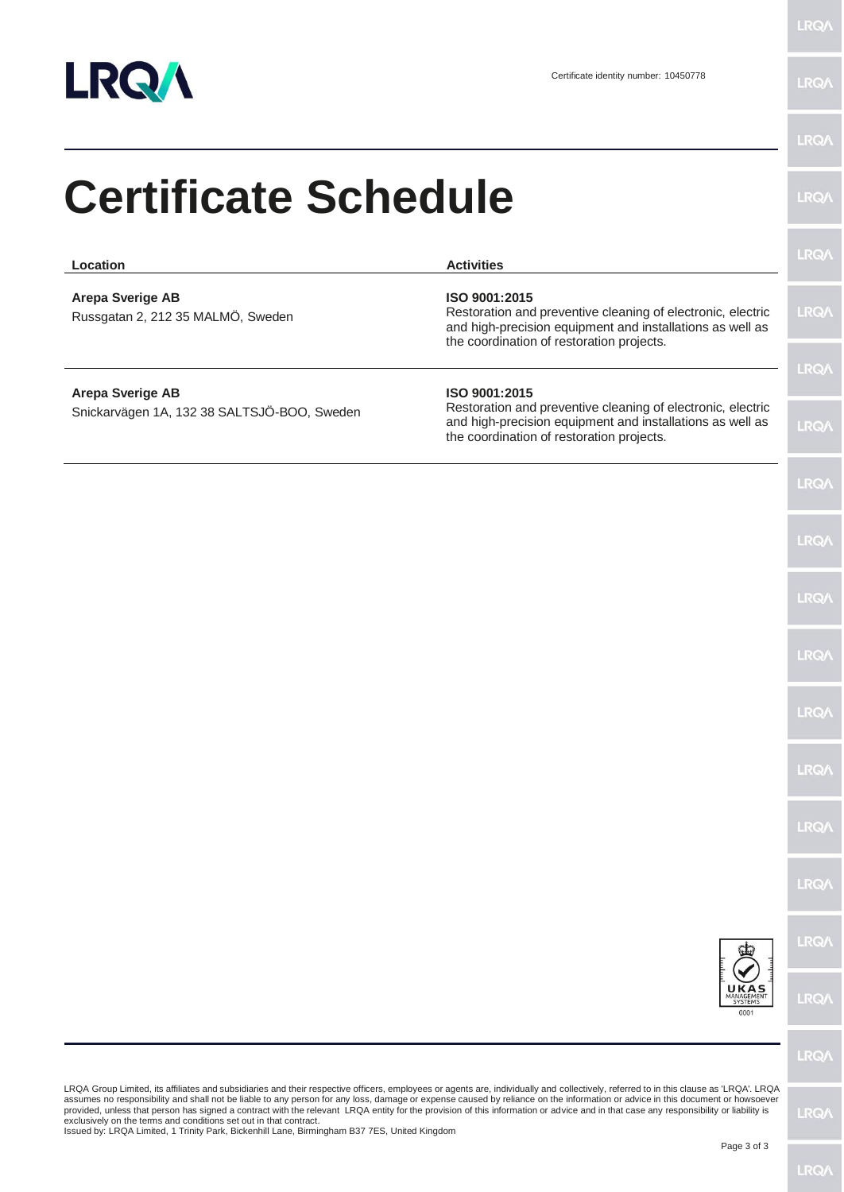Certificate identity number: 10450778

# Certificate Schedule

| Location | Activities |
| --- | --- |
| **Arepa Sverige AB**<br>Russgatan 2, 212 35 MALMÖ, Sweden | **ISO 9001:2015**<br>Restoration and preventive cleaning of electronic, electric and high-precision equipment and installations as well as the coordination of restoration projects. |
| **Arepa Sverige AB**<br>Snickarvägen 1A, 132 38 SALTSJÖ-BOO, Sweden | **ISO 9001:2015**<br>Restoration and preventive cleaning of electronic, electric and high-precision equipment and installations as well as the coordination of restoration projects. |

LRQA Group Limited, its affiliates and subsidiaries and their respective officers, employees or agents are, individually and collectively, referred to in this clause as 'LRQA'. LRQA assumes no responsibility and shall not be liable to any person for any loss, damage or expense caused by reliance on the information or advice in this document or howsoever provided, unless that person has signed a contract with the relevant LRQA entity for the provision of this information or advice and in that case any responsibility or liability is exclusively on the terms and conditions set out in that contract.
Issued by: LRQA Limited, 1 Trinity Park, Bickenhill Lane, Birmingham B37 7ES, United Kingdom